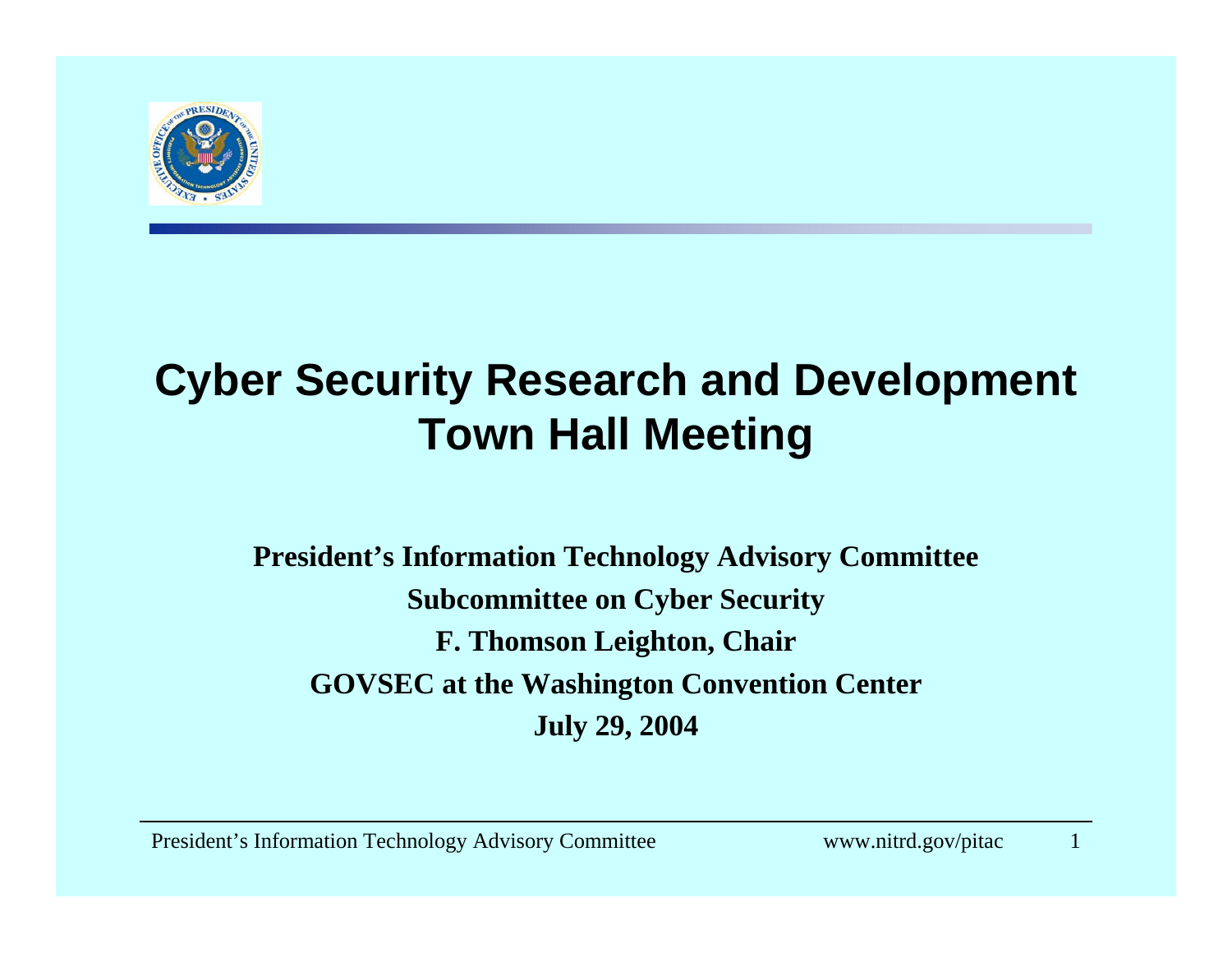# Cyber Security Research and Development Town Hall Meeting

**President's Information Technology Advisory Committee**

**Subcommittee on Cyber Security**

**F. Thomson Leighton, Chair**

**GOVSEC at the Washington Convention Center**

**July 29, 2004**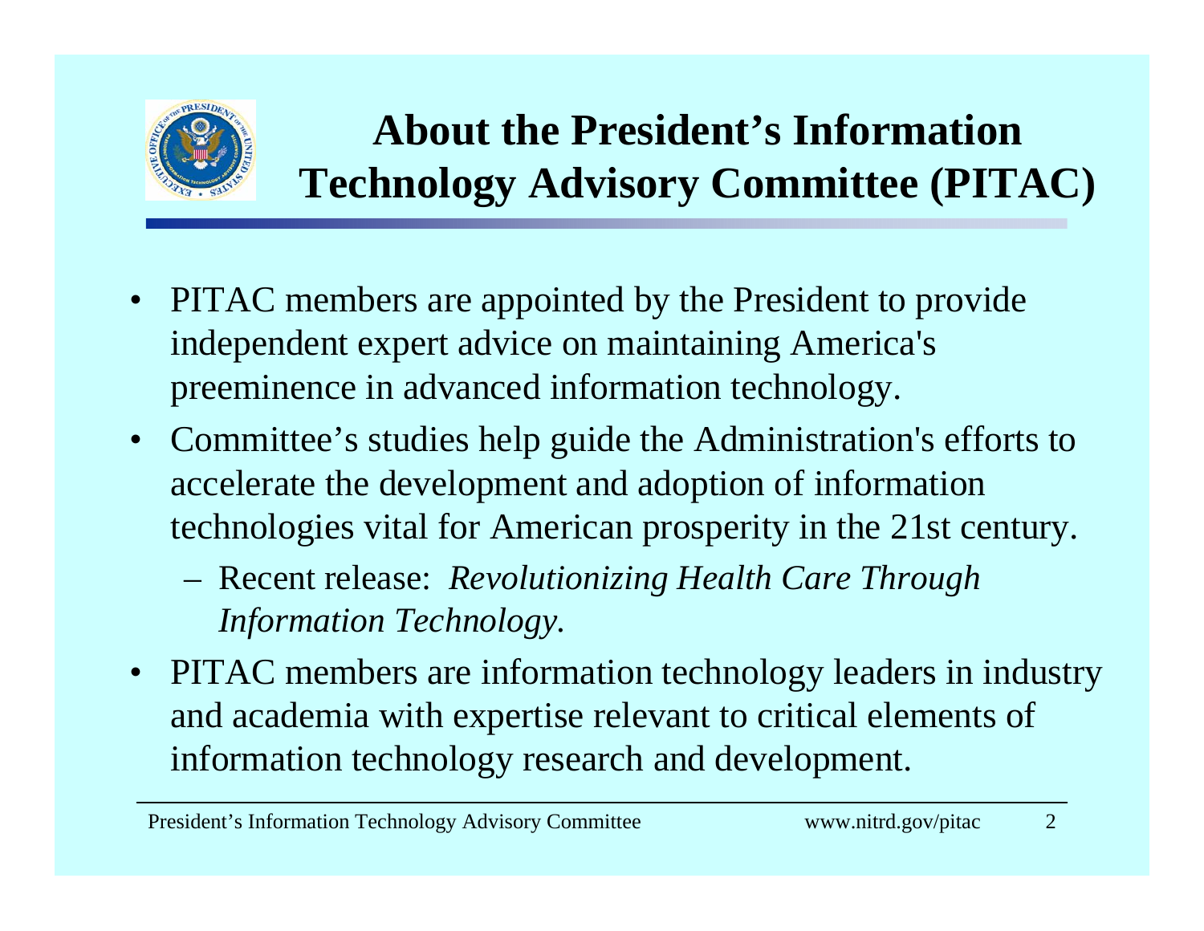# About the President's Information Technology Advisory Committee (PITAC)

- PITAC members are appointed by the President to provide independent expert advice on maintaining America's preeminence in advanced information technology.
- Committee's studies help guide the Administration's efforts to accelerate the development and adoption of information technologies vital for American prosperity in the 21st century.
  - Recent release: *Revolutionizing Health Care Through Information Technology.*
- PITAC members are information technology leaders in industry and academia with expertise relevant to critical elements of information technology research and development.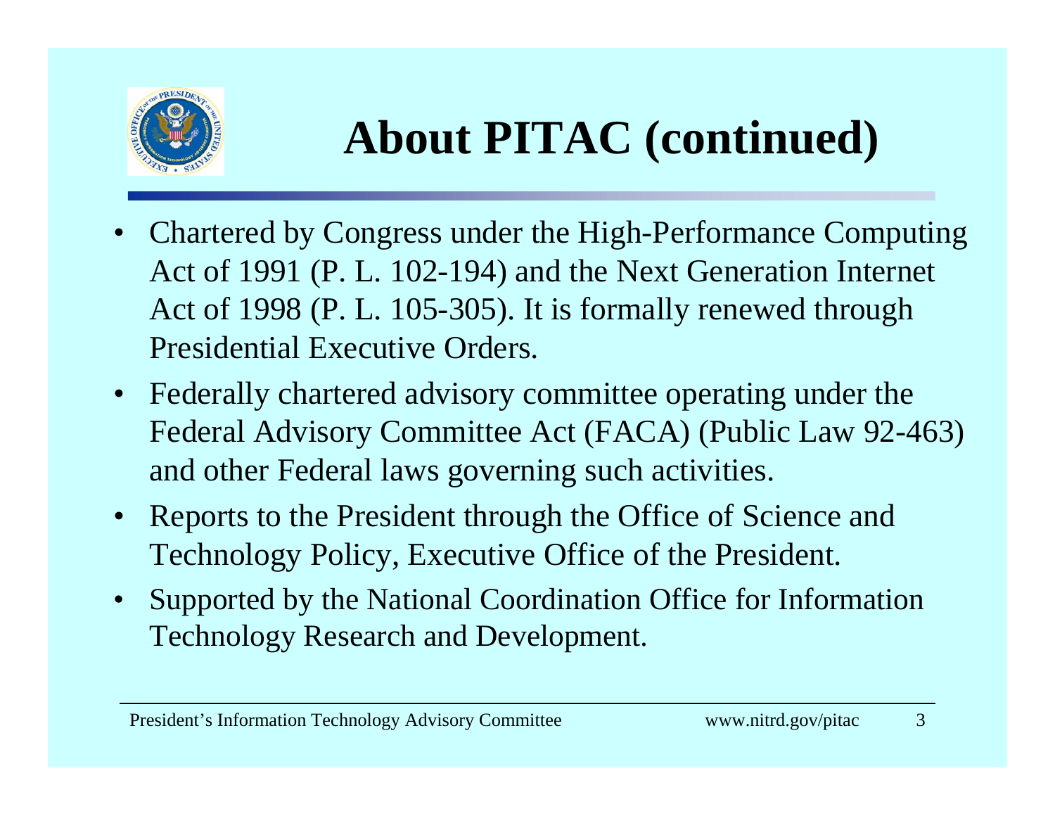# About PITAC (continued)

- Chartered by Congress under the High-Performance Computing Act of 1991 (P. L. 102-194) and the Next Generation Internet Act of 1998 (P. L. 105-305). It is formally renewed through Presidential Executive Orders.
- Federally chartered advisory committee operating under the Federal Advisory Committee Act (FACA) (Public Law 92-463) and other Federal laws governing such activities.
- Reports to the President through the Office of Science and Technology Policy, Executive Office of the President.
- Supported by the National Coordination Office for Information Technology Research and Development.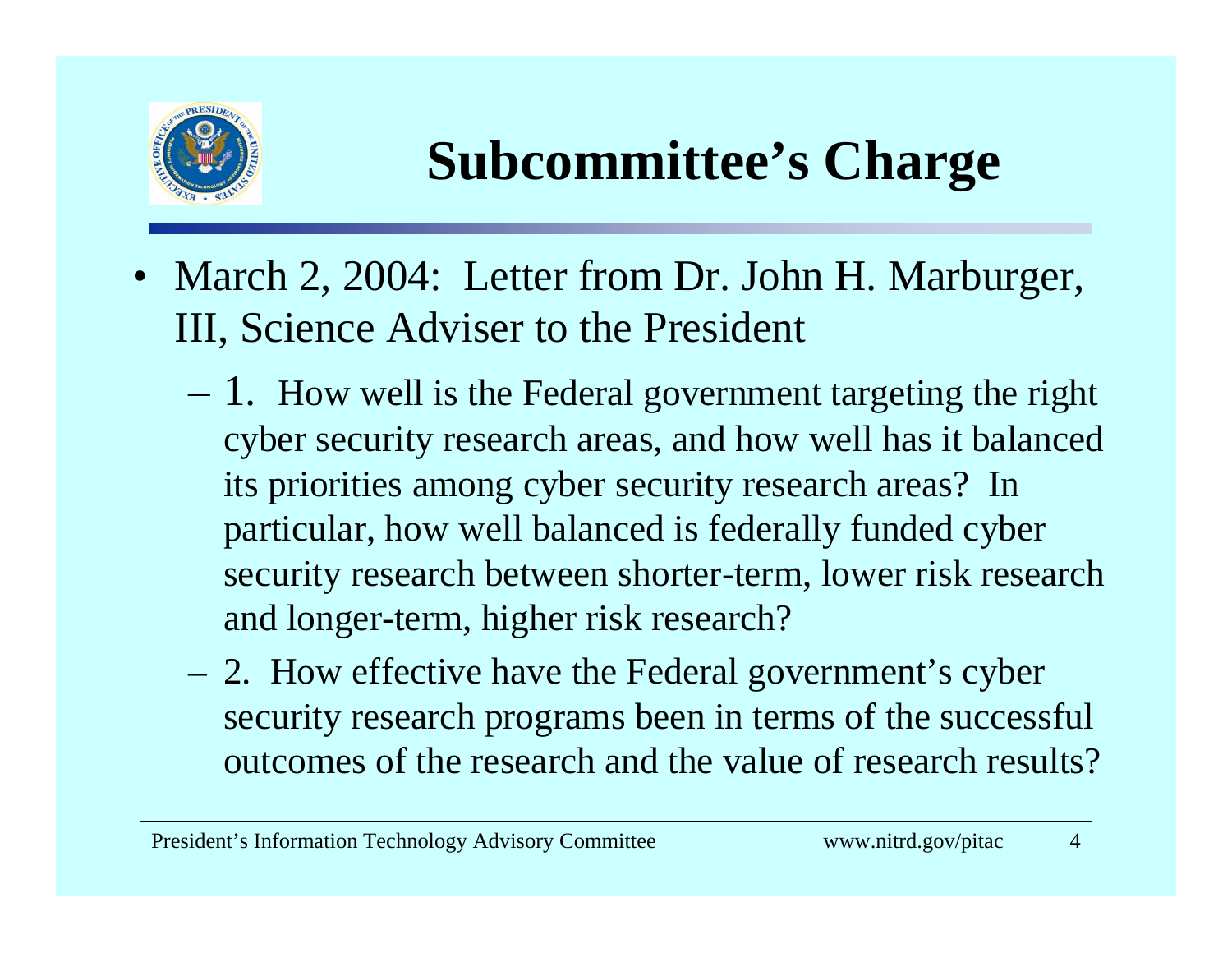# Subcommittee's Charge

- March 2, 2004: Letter from Dr. John H. Marburger, III, Science Adviser to the President
  - 1. How well is the Federal government targeting the right cyber security research areas, and how well has it balanced its priorities among cyber security research areas? In particular, how well balanced is federally funded cyber security research between shorter-term, lower risk research and longer-term, higher risk research?
  - 2. How effective have the Federal government's cyber security research programs been in terms of the successful outcomes of the research and the value of research results?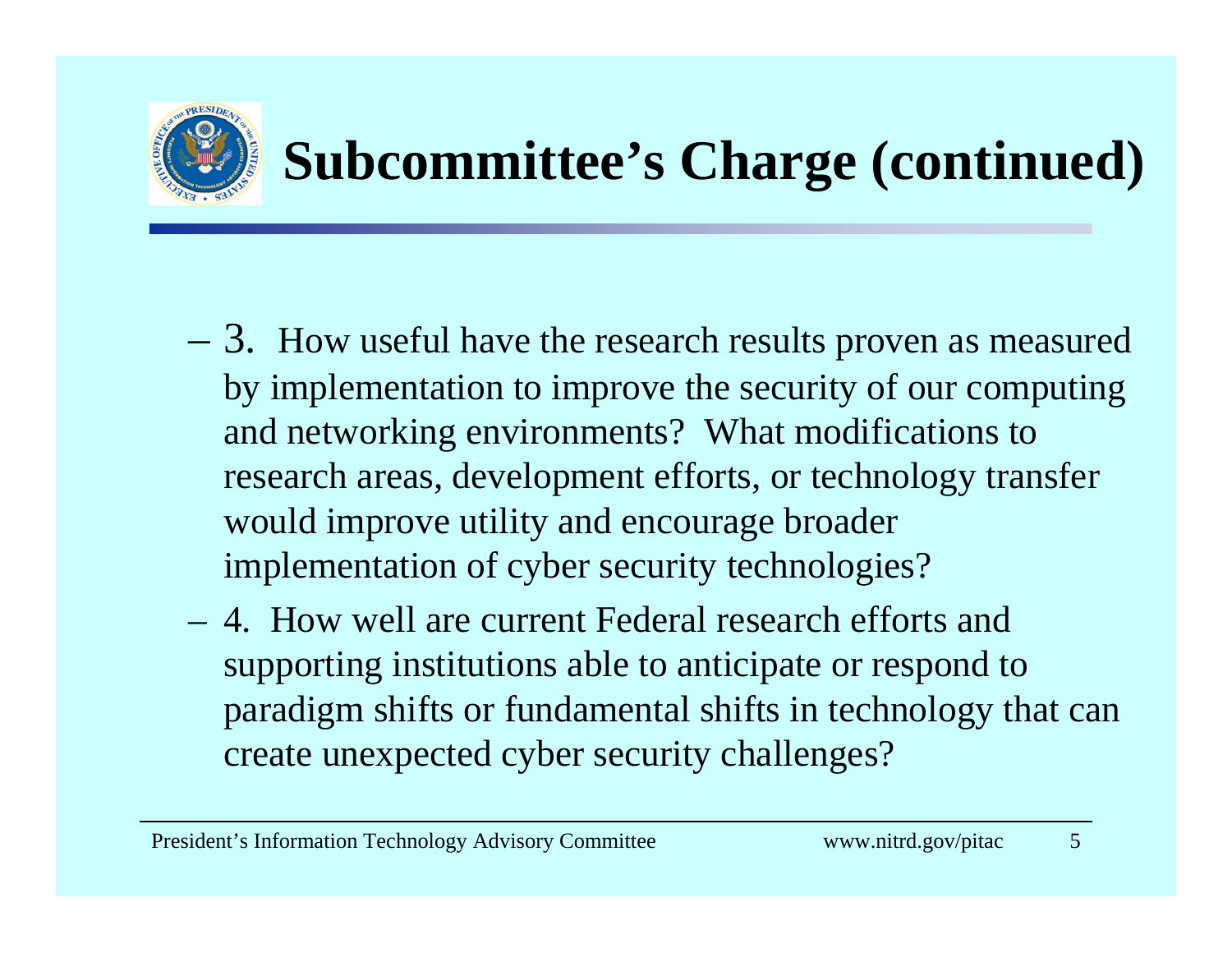# Subcommittee's Charge (continued)

- 3. How useful have the research results proven as measured by implementation to improve the security of our computing and networking environments? What modifications to research areas, development efforts, or technology transfer would improve utility and encourage broader implementation of cyber security technologies?
- 4. How well are current Federal research efforts and supporting institutions able to anticipate or respond to paradigm shifts or fundamental shifts in technology that can create unexpected cyber security challenges?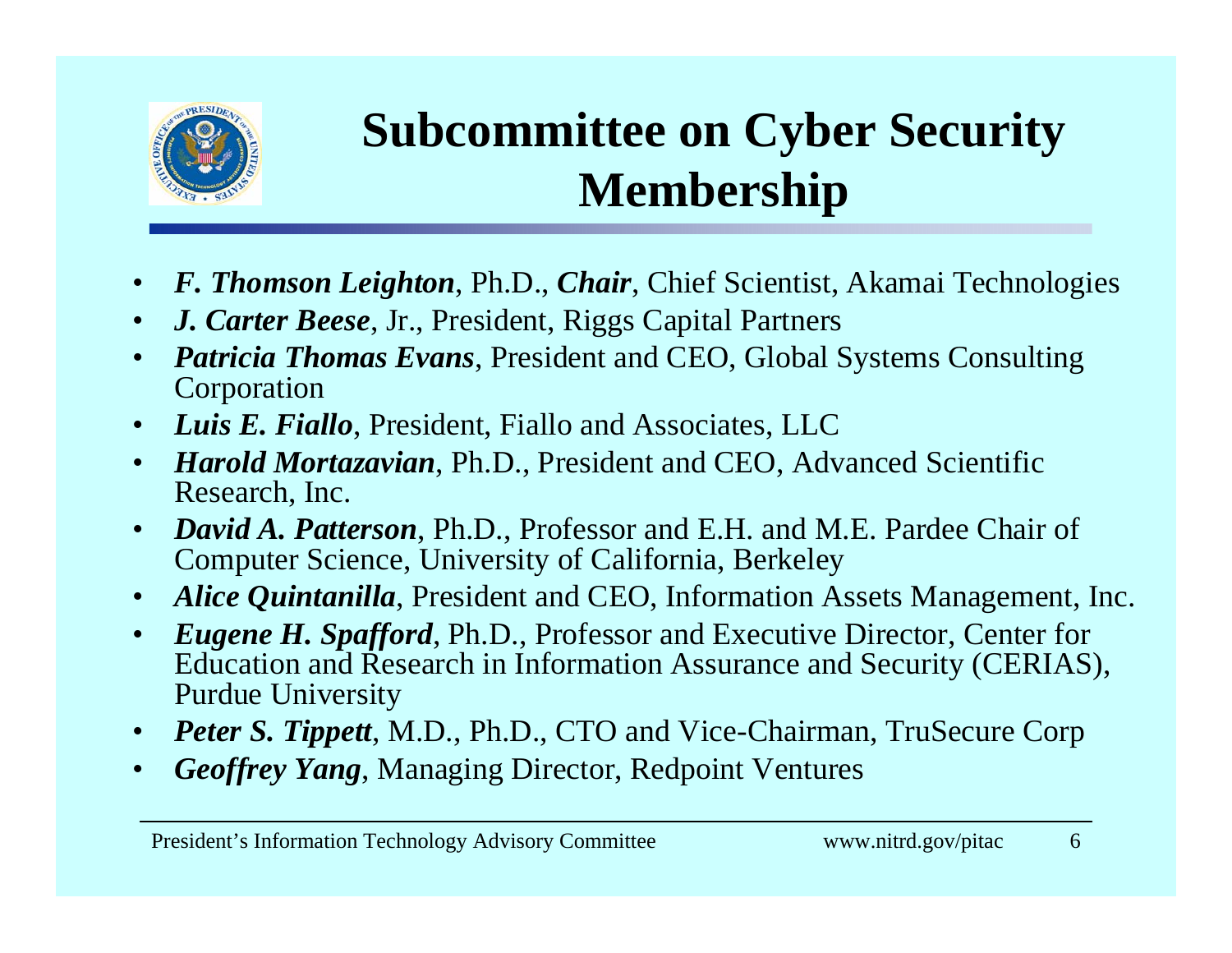# Subcommittee on Cyber Security Membership

- ***F. Thomson Leighton***, Ph.D., ***Chair***, Chief Scientist, Akamai Technologies
- ***J. Carter Beese***, Jr., President, Riggs Capital Partners
- ***Patricia Thomas Evans***, President and CEO, Global Systems Consulting Corporation
- ***Luis E. Fiallo***, President, Fiallo and Associates, LLC
- ***Harold Mortazavian***, Ph.D., President and CEO, Advanced Scientific Research, Inc.
- ***David A. Patterson***, Ph.D., Professor and E.H. and M.E. Pardee Chair of Computer Science, University of California, Berkeley
- ***Alice Quintanilla***, President and CEO, Information Assets Management, Inc.
- ***Eugene H. Spafford***, Ph.D., Professor and Executive Director, Center for Education and Research in Information Assurance and Security (CERIAS), Purdue University
- ***Peter S. Tippett***, M.D., Ph.D., CTO and Vice-Chairman, TruSecure Corp
- ***Geoffrey Yang***, Managing Director, Redpoint Ventures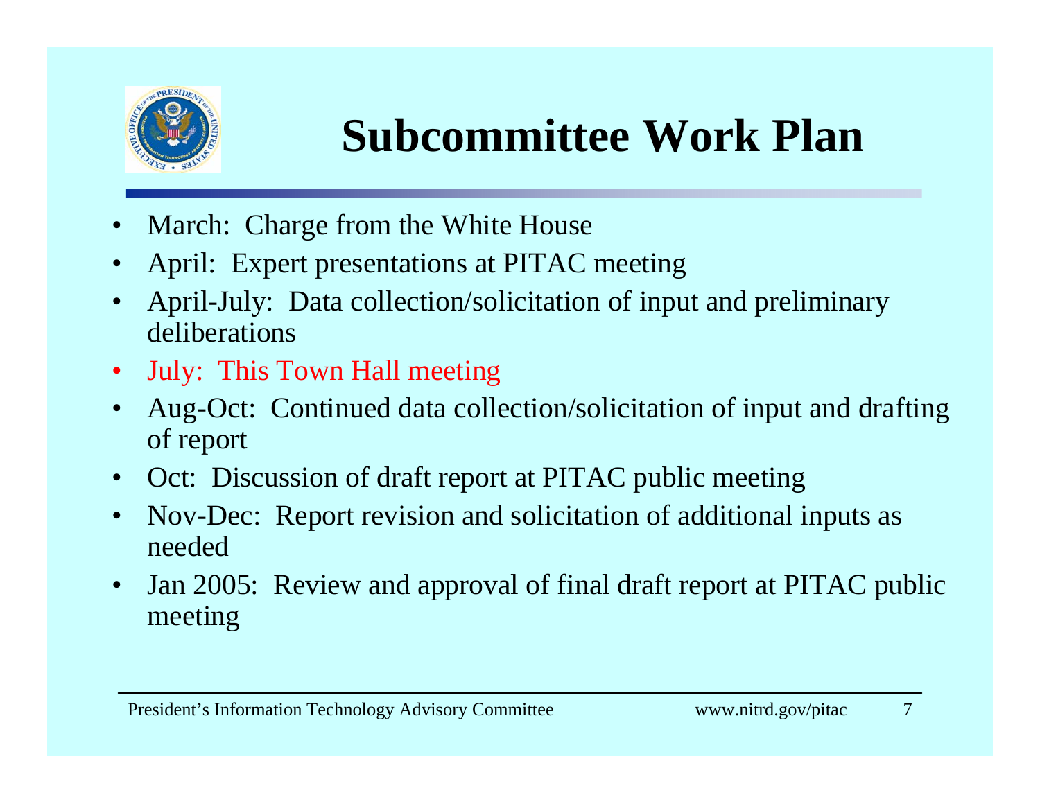# Subcommittee Work Plan

- March: Charge from the White House
- April: Expert presentations at PITAC meeting
- April-July: Data collection/solicitation of input and preliminary deliberations
- July: This Town Hall meeting
- Aug-Oct: Continued data collection/solicitation of input and drafting of report
- Oct: Discussion of draft report at PITAC public meeting
- Nov-Dec: Report revision and solicitation of additional inputs as needed
- Jan 2005: Review and approval of final draft report at PITAC public meeting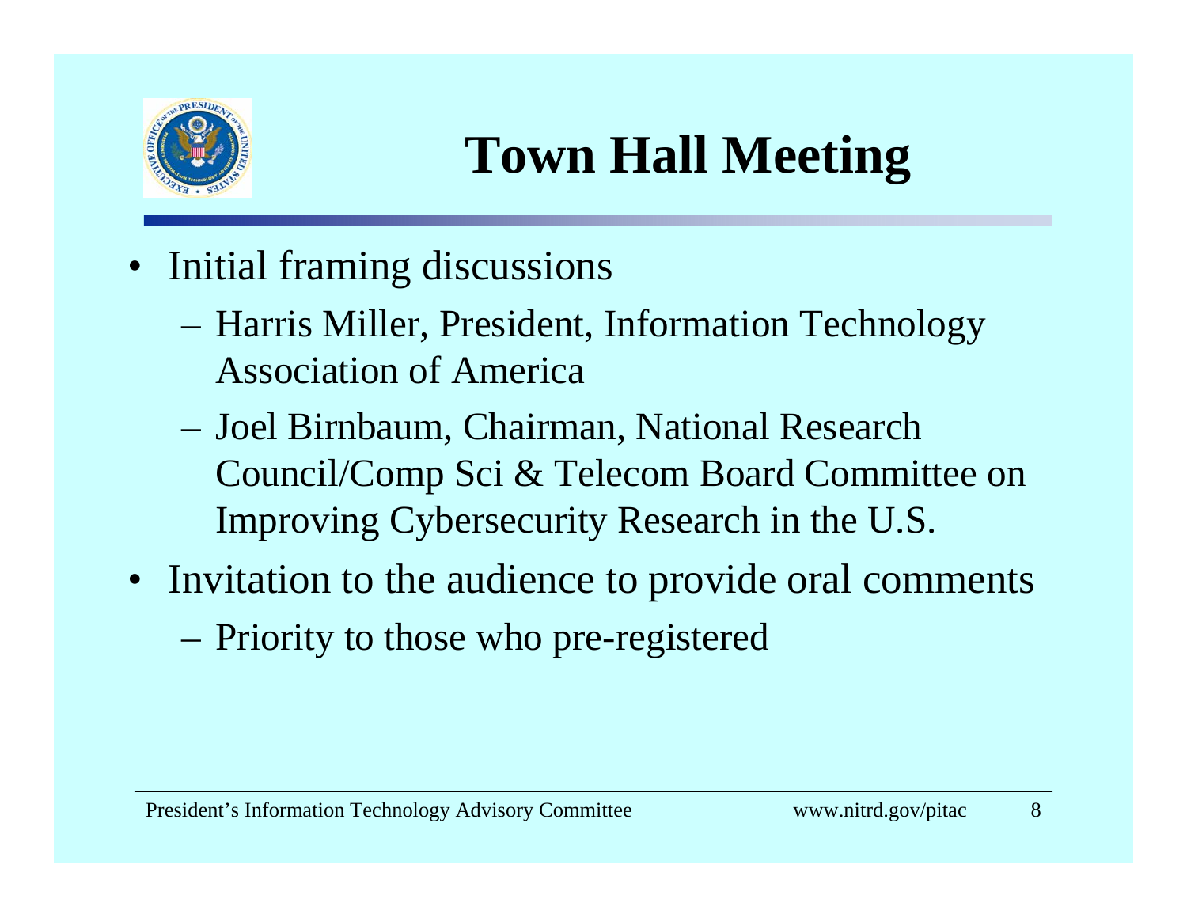# Town Hall Meeting

- Initial framing discussions
  - Harris Miller, President, Information Technology Association of America
  - Joel Birnbaum, Chairman, National Research Council/Comp Sci & Telecom Board Committee on Improving Cybersecurity Research in the U.S.
- Invitation to the audience to provide oral comments
  - Priority to those who pre-registered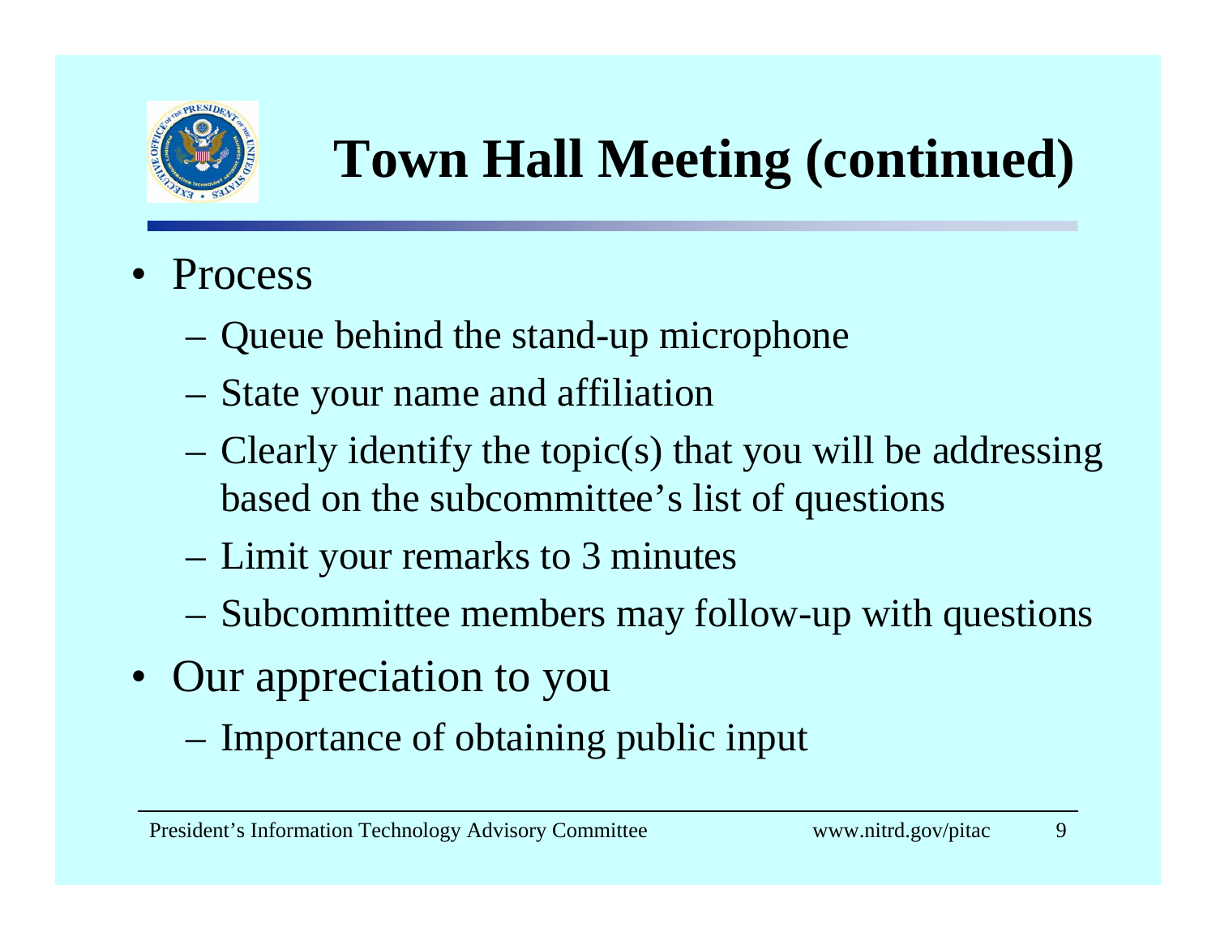# Town Hall Meeting (continued)

- Process
  - Queue behind the stand-up microphone
  - State your name and affiliation
  - Clearly identify the topic(s) that you will be addressing based on the subcommittee's list of questions
  - Limit your remarks to 3 minutes
  - Subcommittee members may follow-up with questions
- Our appreciation to you
  - Importance of obtaining public input